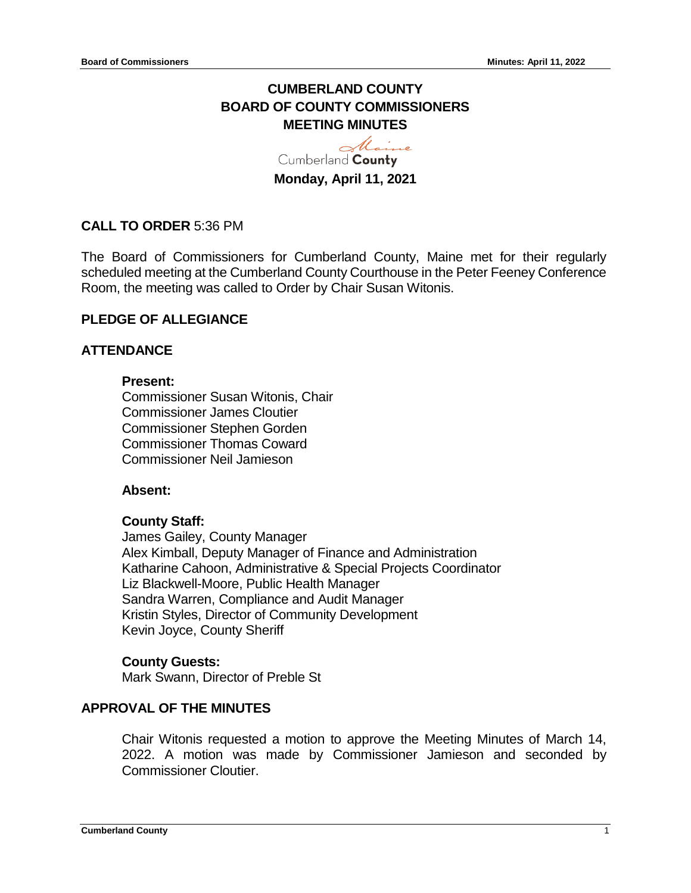# CUMBERLAND COUNTY
# BOARD OF COUNTY COMMISSIONERS
# MEETING MINUTES

Cumberland **County**

**Monday, April 11, 2021**

## CALL TO ORDER 5:36 PM

The Board of Commissioners for Cumberland County, Maine met for their regularly scheduled meeting at the Cumberland County Courthouse in the Peter Feeney Conference Room, the meeting was called to Order by Chair Susan Witonis.

## PLEDGE OF ALLEGIANCE

## ATTENDANCE

**Present:**
Commissioner Susan Witonis, Chair
Commissioner James Cloutier
Commissioner Stephen Gorden
Commissioner Thomas Coward
Commissioner Neil Jamieson

**Absent:**

**County Staff:**
James Gailey, County Manager
Alex Kimball, Deputy Manager of Finance and Administration
Katharine Cahoon, Administrative & Special Projects Coordinator
Liz Blackwell-Moore, Public Health Manager
Sandra Warren, Compliance and Audit Manager
Kristin Styles, Director of Community Development
Kevin Joyce, County Sheriff

**County Guests:**
Mark Swann, Director of Preble St

## APPROVAL OF THE MINUTES

Chair Witonis requested a motion to approve the Meeting Minutes of March 14, 2022. A motion was made by Commissioner Jamieson and seconded by Commissioner Cloutier.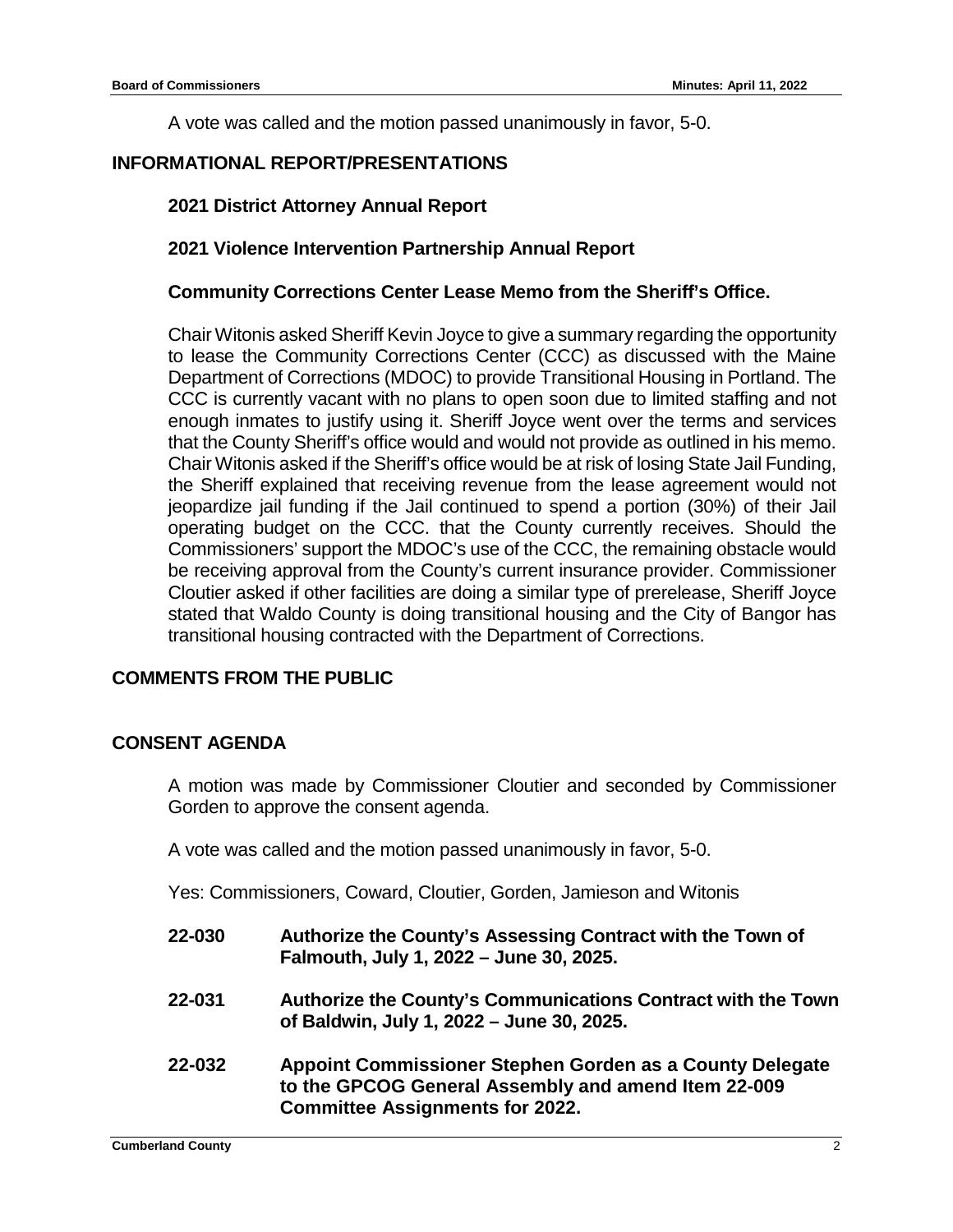A vote was called and the motion passed unanimously in favor, 5-0.

## INFORMATIONAL REPORT/PRESENTATIONS

### 2021 District Attorney Annual Report

### 2021 Violence Intervention Partnership Annual Report

### Community Corrections Center Lease Memo from the Sheriff's Office.

Chair Witonis asked Sheriff Kevin Joyce to give a summary regarding the opportunity to lease the Community Corrections Center (CCC) as discussed with the Maine Department of Corrections (MDOC) to provide Transitional Housing in Portland. The CCC is currently vacant with no plans to open soon due to limited staffing and not enough inmates to justify using it. Sheriff Joyce went over the terms and services that the County Sheriff's office would and would not provide as outlined in his memo. Chair Witonis asked if the Sheriff's office would be at risk of losing State Jail Funding, the Sheriff explained that receiving revenue from the lease agreement would not jeopardize jail funding if the Jail continued to spend a portion (30%) of their Jail operating budget on the CCC. that the County currently receives. Should the Commissioners' support the MDOC's use of the CCC, the remaining obstacle would be receiving approval from the County's current insurance provider. Commissioner Cloutier asked if other facilities are doing a similar type of prerelease, Sheriff Joyce stated that Waldo County is doing transitional housing and the City of Bangor has transitional housing contracted with the Department of Corrections.

## COMMENTS FROM THE PUBLIC

## CONSENT AGENDA

A motion was made by Commissioner Cloutier and seconded by Commissioner Gorden to approve the consent agenda.

A vote was called and the motion passed unanimously in favor, 5-0.

Yes: Commissioners, Coward, Cloutier, Gorden, Jamieson and Witonis

**22-030** **Authorize the County's Assessing Contract with the Town of Falmouth, July 1, 2022 – June 30, 2025.**

**22-031** **Authorize the County's Communications Contract with the Town of Baldwin, July 1, 2022 – June 30, 2025.**

**22-032** **Appoint Commissioner Stephen Gorden as a County Delegate to the GPCOG General Assembly and amend Item 22-009 Committee Assignments for 2022.**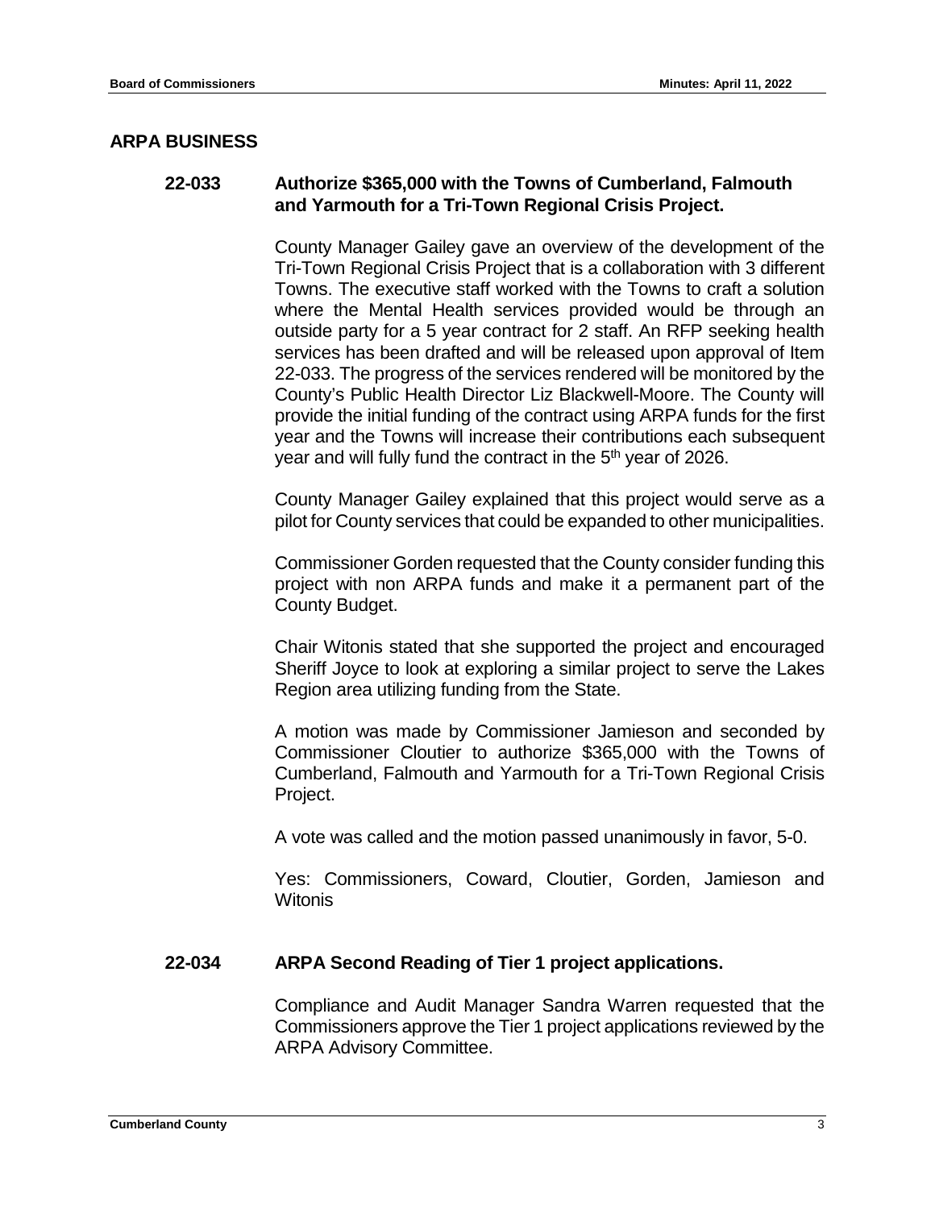## ARPA BUSINESS

### 22-033 Authorize $365,000 with the Towns of Cumberland, Falmouth and Yarmouth for a Tri-Town Regional Crisis Project.

County Manager Gailey gave an overview of the development of the Tri-Town Regional Crisis Project that is a collaboration with 3 different Towns. The executive staff worked with the Towns to craft a solution where the Mental Health services provided would be through an outside party for a 5 year contract for 2 staff. An RFP seeking health services has been drafted and will be released upon approval of Item 22-033. The progress of the services rendered will be monitored by the County's Public Health Director Liz Blackwell-Moore. The County will provide the initial funding of the contract using ARPA funds for the first year and the Towns will increase their contributions each subsequent year and will fully fund the contract in the 5th year of 2026.

County Manager Gailey explained that this project would serve as a pilot for County services that could be expanded to other municipalities.

Commissioner Gorden requested that the County consider funding this project with non ARPA funds and make it a permanent part of the County Budget.

Chair Witonis stated that she supported the project and encouraged Sheriff Joyce to look at exploring a similar project to serve the Lakes Region area utilizing funding from the State.

A motion was made by Commissioner Jamieson and seconded by Commissioner Cloutier to authorize $365,000 with the Towns of Cumberland, Falmouth and Yarmouth for a Tri-Town Regional Crisis Project.

A vote was called and the motion passed unanimously in favor, 5-0.

Yes: Commissioners, Coward, Cloutier, Gorden, Jamieson and Witonis

### 22-034 ARPA Second Reading of Tier 1 project applications.

Compliance and Audit Manager Sandra Warren requested that the Commissioners approve the Tier 1 project applications reviewed by the ARPA Advisory Committee.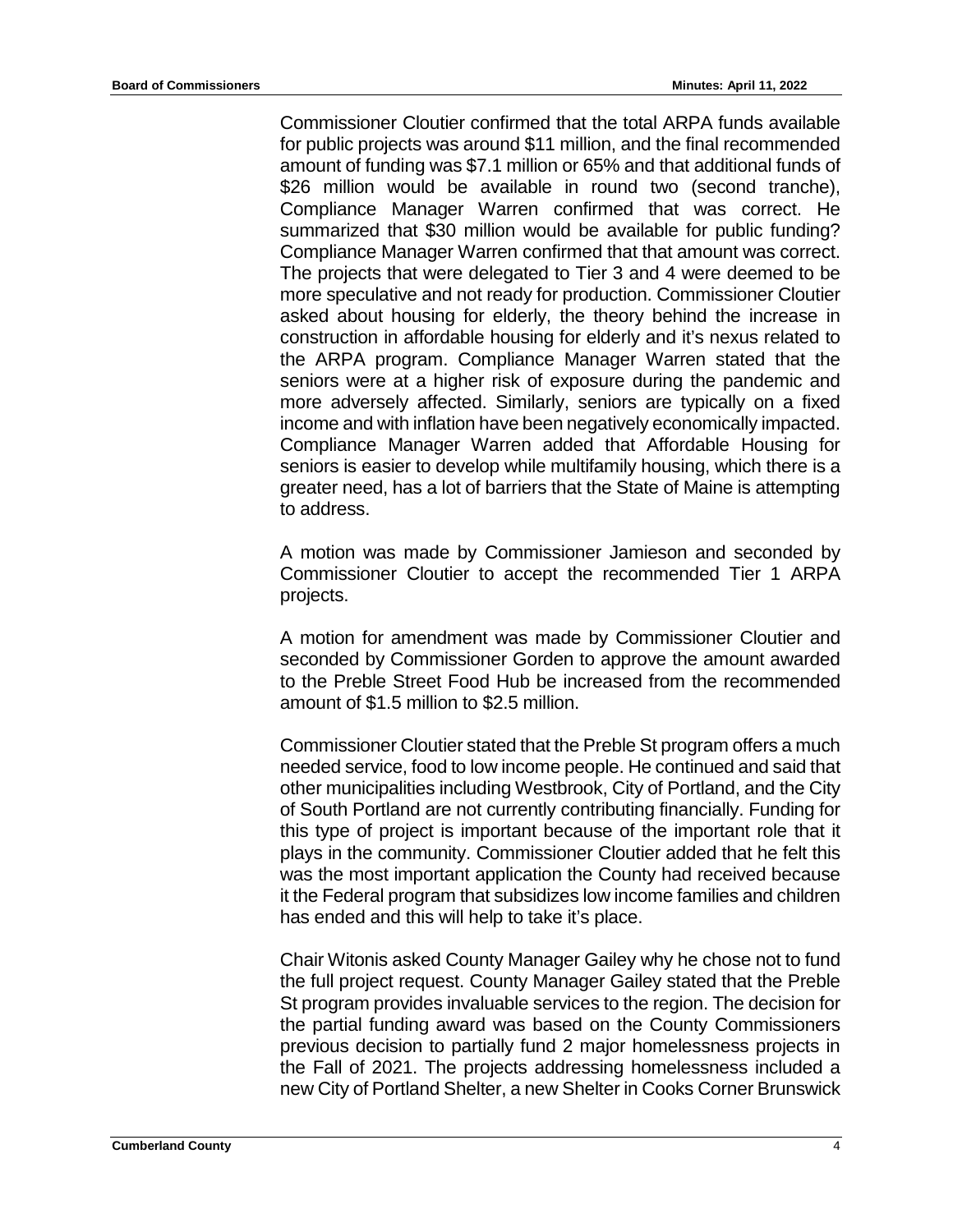Commissioner Cloutier confirmed that the total ARPA funds available for public projects was around $11 million, and the final recommended amount of funding was $7.1 million or 65% and that additional funds of $26 million would be available in round two (second tranche), Compliance Manager Warren confirmed that was correct. He summarized that $30 million would be available for public funding? Compliance Manager Warren confirmed that that amount was correct. The projects that were delegated to Tier 3 and 4 were deemed to be more speculative and not ready for production. Commissioner Cloutier asked about housing for elderly, the theory behind the increase in construction in affordable housing for elderly and it's nexus related to the ARPA program. Compliance Manager Warren stated that the seniors were at a higher risk of exposure during the pandemic and more adversely affected. Similarly, seniors are typically on a fixed income and with inflation have been negatively economically impacted. Compliance Manager Warren added that Affordable Housing for seniors is easier to develop while multifamily housing, which there is a greater need, has a lot of barriers that the State of Maine is attempting to address.

A motion was made by Commissioner Jamieson and seconded by Commissioner Cloutier to accept the recommended Tier 1 ARPA projects.

A motion for amendment was made by Commissioner Cloutier and seconded by Commissioner Gorden to approve the amount awarded to the Preble Street Food Hub be increased from the recommended amount of $1.5 million to $2.5 million.

Commissioner Cloutier stated that the Preble St program offers a much needed service, food to low income people. He continued and said that other municipalities including Westbrook, City of Portland, and the City of South Portland are not currently contributing financially. Funding for this type of project is important because of the important role that it plays in the community. Commissioner Cloutier added that he felt this was the most important application the County had received because it the Federal program that subsidizes low income families and children has ended and this will help to take it's place.

Chair Witonis asked County Manager Gailey why he chose not to fund the full project request. County Manager Gailey stated that the Preble St program provides invaluable services to the region. The decision for the partial funding award was based on the County Commissioners previous decision to partially fund 2 major homelessness projects in the Fall of 2021. The projects addressing homelessness included a new City of Portland Shelter, a new Shelter in Cooks Corner Brunswick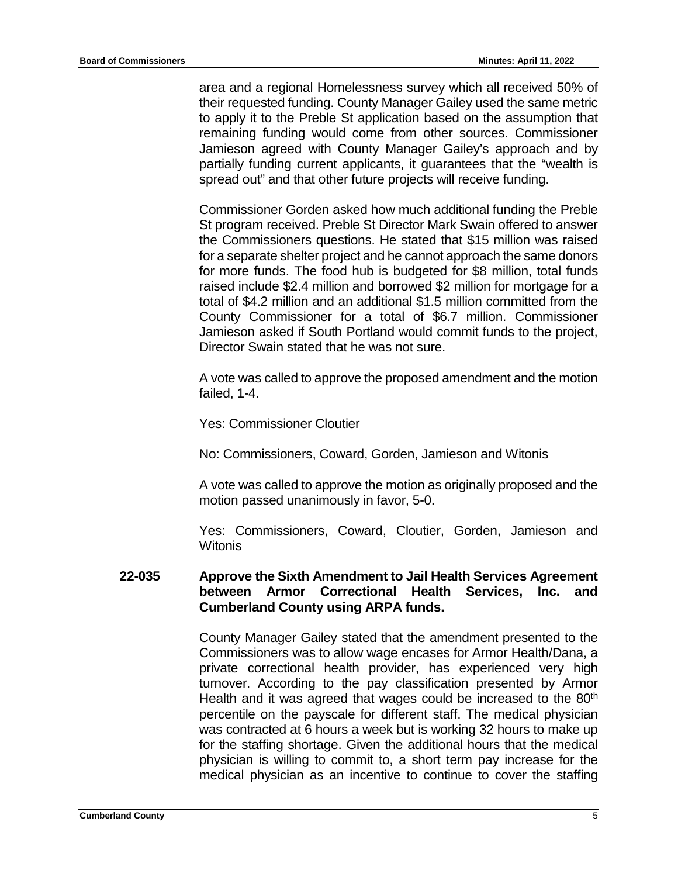area and a regional Homelessness survey which all received 50% of their requested funding. County Manager Gailey used the same metric to apply it to the Preble St application based on the assumption that remaining funding would come from other sources. Commissioner Jamieson agreed with County Manager Gailey's approach and by partially funding current applicants, it guarantees that the "wealth is spread out" and that other future projects will receive funding.

Commissioner Gorden asked how much additional funding the Preble St program received. Preble St Director Mark Swain offered to answer the Commissioners questions. He stated that $15 million was raised for a separate shelter project and he cannot approach the same donors for more funds. The food hub is budgeted for $8 million, total funds raised include $2.4 million and borrowed $2 million for mortgage for a total of $4.2 million and an additional $1.5 million committed from the County Commissioner for a total of $6.7 million. Commissioner Jamieson asked if South Portland would commit funds to the project, Director Swain stated that he was not sure.

A vote was called to approve the proposed amendment and the motion failed, 1-4.

Yes: Commissioner Cloutier

No: Commissioners, Coward, Gorden, Jamieson and Witonis

A vote was called to approve the motion as originally proposed and the motion passed unanimously in favor, 5-0.

Yes: Commissioners, Coward, Cloutier, Gorden, Jamieson and Witonis

**22-035 Approve the Sixth Amendment to Jail Health Services Agreement between Armor Correctional Health Services, Inc. and Cumberland County using ARPA funds.**

County Manager Gailey stated that the amendment presented to the Commissioners was to allow wage encases for Armor Health/Dana, a private correctional health provider, has experienced very high turnover. According to the pay classification presented by Armor Health and it was agreed that wages could be increased to the 80th percentile on the payscale for different staff. The medical physician was contracted at 6 hours a week but is working 32 hours to make up for the staffing shortage. Given the additional hours that the medical physician is willing to commit to, a short term pay increase for the medical physician as an incentive to continue to cover the staffing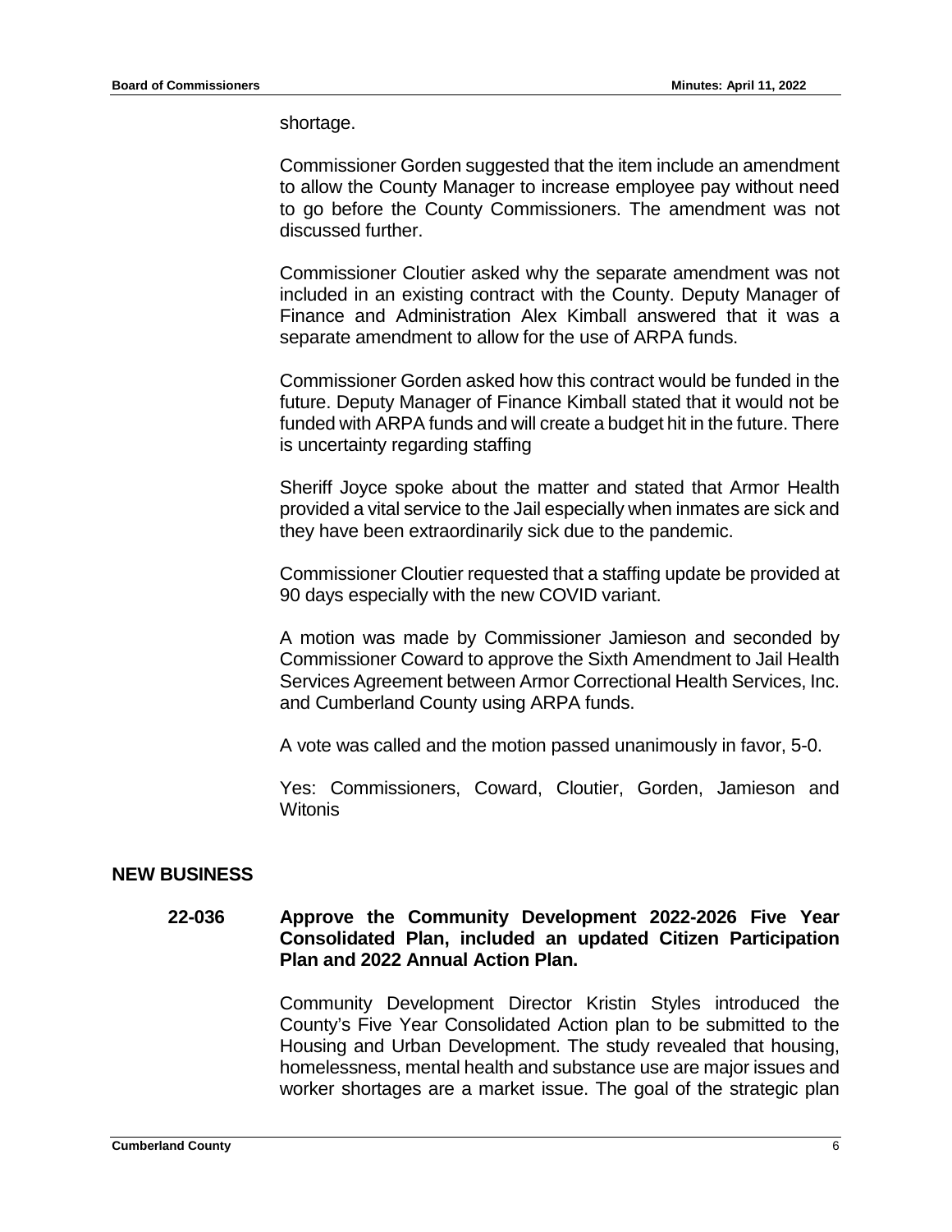shortage.

Commissioner Gorden suggested that the item include an amendment to allow the County Manager to increase employee pay without need to go before the County Commissioners. The amendment was not discussed further.

Commissioner Cloutier asked why the separate amendment was not included in an existing contract with the County. Deputy Manager of Finance and Administration Alex Kimball answered that it was a separate amendment to allow for the use of ARPA funds.

Commissioner Gorden asked how this contract would be funded in the future. Deputy Manager of Finance Kimball stated that it would not be funded with ARPA funds and will create a budget hit in the future. There is uncertainty regarding staffing

Sheriff Joyce spoke about the matter and stated that Armor Health provided a vital service to the Jail especially when inmates are sick and they have been extraordinarily sick due to the pandemic.

Commissioner Cloutier requested that a staffing update be provided at 90 days especially with the new COVID variant.

A motion was made by Commissioner Jamieson and seconded by Commissioner Coward to approve the Sixth Amendment to Jail Health Services Agreement between Armor Correctional Health Services, Inc. and Cumberland County using ARPA funds.

A vote was called and the motion passed unanimously in favor, 5-0.

Yes: Commissioners, Coward, Cloutier, Gorden, Jamieson and Witonis

## NEW BUSINESS

### 22-036 Approve the Community Development 2022-2026 Five Year Consolidated Plan, included an updated Citizen Participation Plan and 2022 Annual Action Plan.

Community Development Director Kristin Styles introduced the County's Five Year Consolidated Action plan to be submitted to the Housing and Urban Development. The study revealed that housing, homelessness, mental health and substance use are major issues and worker shortages are a market issue. The goal of the strategic plan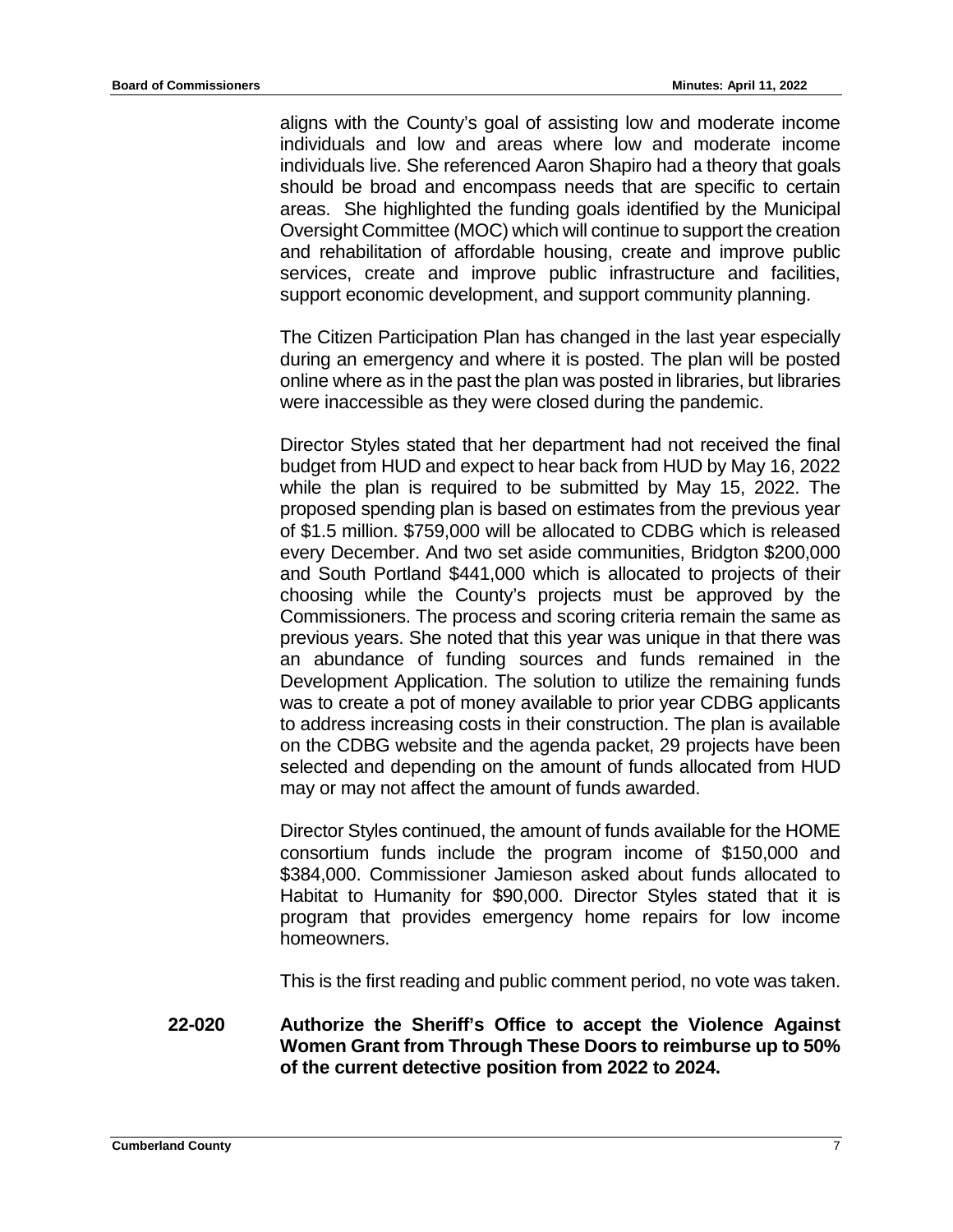aligns with the County's goal of assisting low and moderate income individuals and low and areas where low and moderate income individuals live. She referenced Aaron Shapiro had a theory that goals should be broad and encompass needs that are specific to certain areas. She highlighted the funding goals identified by the Municipal Oversight Committee (MOC) which will continue to support the creation and rehabilitation of affordable housing, create and improve public services, create and improve public infrastructure and facilities, support economic development, and support community planning.

The Citizen Participation Plan has changed in the last year especially during an emergency and where it is posted. The plan will be posted online where as in the past the plan was posted in libraries, but libraries were inaccessible as they were closed during the pandemic.

Director Styles stated that her department had not received the final budget from HUD and expect to hear back from HUD by May 16, 2022 while the plan is required to be submitted by May 15, 2022. The proposed spending plan is based on estimates from the previous year of $1.5 million. $759,000 will be allocated to CDBG which is released every December. And two set aside communities, Bridgton $200,000 and South Portland $441,000 which is allocated to projects of their choosing while the County's projects must be approved by the Commissioners. The process and scoring criteria remain the same as previous years. She noted that this year was unique in that there was an abundance of funding sources and funds remained in the Development Application. The solution to utilize the remaining funds was to create a pot of money available to prior year CDBG applicants to address increasing costs in their construction. The plan is available on the CDBG website and the agenda packet, 29 projects have been selected and depending on the amount of funds allocated from HUD may or may not affect the amount of funds awarded.

Director Styles continued, the amount of funds available for the HOME consortium funds include the program income of $150,000 and $384,000. Commissioner Jamieson asked about funds allocated to Habitat to Humanity for $90,000. Director Styles stated that it is program that provides emergency home repairs for low income homeowners.

This is the first reading and public comment period, no vote was taken.

**22-020 Authorize the Sheriff's Office to accept the Violence Against Women Grant from Through These Doors to reimburse up to 50% of the current detective position from 2022 to 2024.**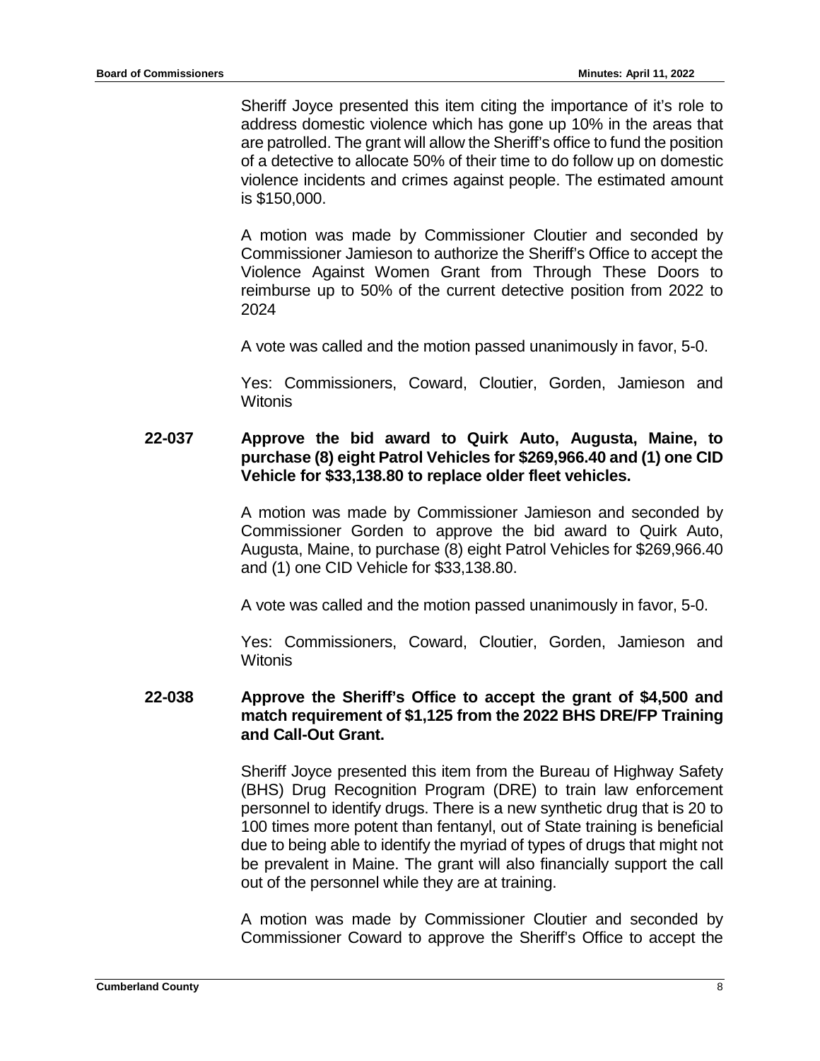Sheriff Joyce presented this item citing the importance of it's role to address domestic violence which has gone up 10% in the areas that are patrolled. The grant will allow the Sheriff's office to fund the position of a detective to allocate 50% of their time to do follow up on domestic violence incidents and crimes against people. The estimated amount is $150,000.

A motion was made by Commissioner Cloutier and seconded by Commissioner Jamieson to authorize the Sheriff's Office to accept the Violence Against Women Grant from Through These Doors to reimburse up to 50% of the current detective position from 2022 to 2024

A vote was called and the motion passed unanimously in favor, 5-0.

Yes: Commissioners, Coward, Cloutier, Gorden, Jamieson and Witonis

**22-037 Approve the bid award to Quirk Auto, Augusta, Maine, to purchase (8) eight Patrol Vehicles for $269,966.40 and (1) one CID Vehicle for $33,138.80 to replace older fleet vehicles.**

A motion was made by Commissioner Jamieson and seconded by Commissioner Gorden to approve the bid award to Quirk Auto, Augusta, Maine, to purchase (8) eight Patrol Vehicles for $269,966.40 and (1) one CID Vehicle for $33,138.80.

A vote was called and the motion passed unanimously in favor, 5-0.

Yes: Commissioners, Coward, Cloutier, Gorden, Jamieson and Witonis

**22-038 Approve the Sheriff's Office to accept the grant of $4,500 and match requirement of $1,125 from the 2022 BHS DRE/FP Training and Call-Out Grant.**

Sheriff Joyce presented this item from the Bureau of Highway Safety (BHS) Drug Recognition Program (DRE) to train law enforcement personnel to identify drugs. There is a new synthetic drug that is 20 to 100 times more potent than fentanyl, out of State training is beneficial due to being able to identify the myriad of types of drugs that might not be prevalent in Maine. The grant will also financially support the call out of the personnel while they are at training.

A motion was made by Commissioner Cloutier and seconded by Commissioner Coward to approve the Sheriff's Office to accept the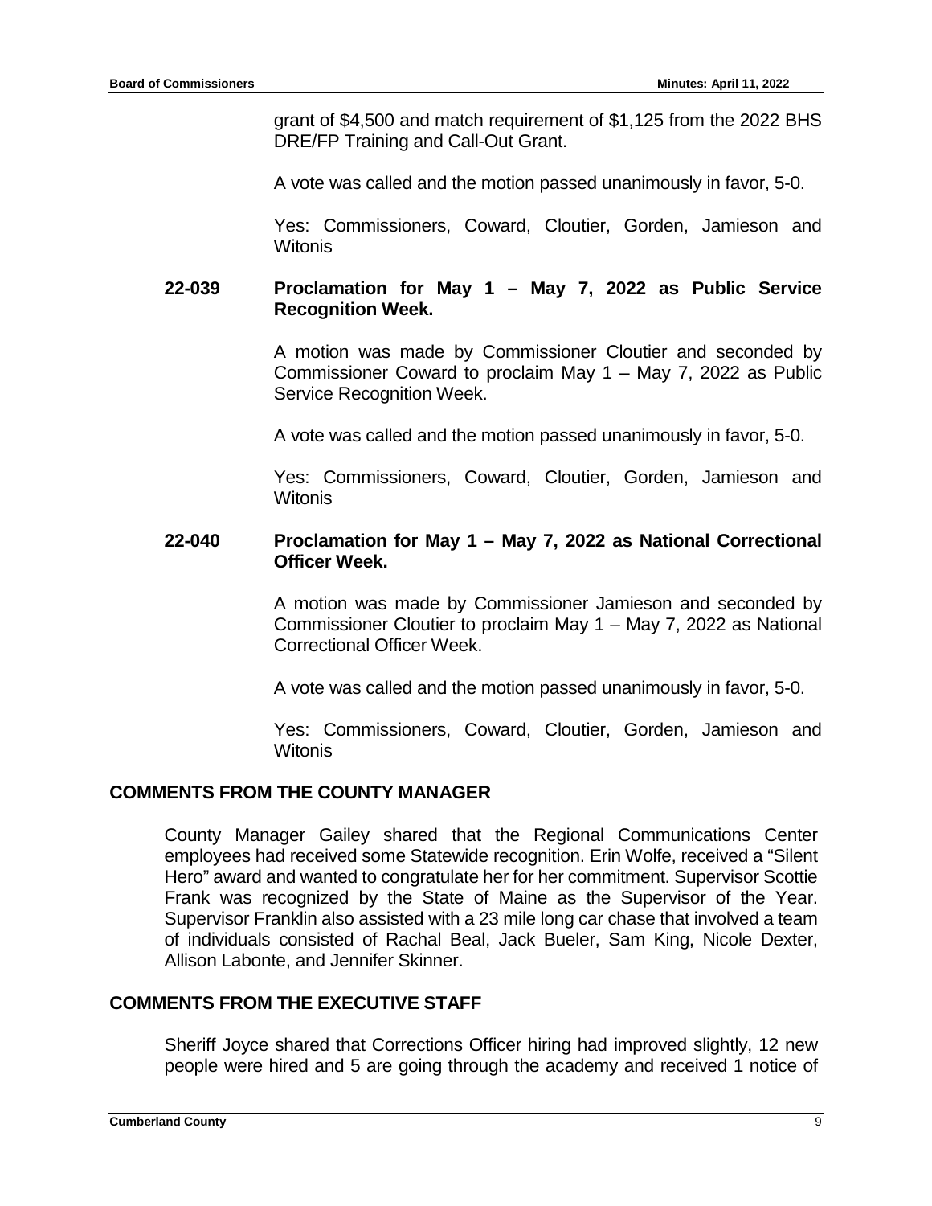grant of $4,500 and match requirement of $1,125 from the 2022 BHS DRE/FP Training and Call-Out Grant.

A vote was called and the motion passed unanimously in favor, 5-0.

Yes: Commissioners, Coward, Cloutier, Gorden, Jamieson and Witonis

**22-039 Proclamation for May 1 – May 7, 2022 as Public Service Recognition Week.**

A motion was made by Commissioner Cloutier and seconded by Commissioner Coward to proclaim May 1 – May 7, 2022 as Public Service Recognition Week.

A vote was called and the motion passed unanimously in favor, 5-0.

Yes: Commissioners, Coward, Cloutier, Gorden, Jamieson and Witonis

**22-040 Proclamation for May 1 – May 7, 2022 as National Correctional Officer Week.**

A motion was made by Commissioner Jamieson and seconded by Commissioner Cloutier to proclaim May 1 – May 7, 2022 as National Correctional Officer Week.

A vote was called and the motion passed unanimously in favor, 5-0.

Yes: Commissioners, Coward, Cloutier, Gorden, Jamieson and Witonis

## COMMENTS FROM THE COUNTY MANAGER

County Manager Gailey shared that the Regional Communications Center employees had received some Statewide recognition. Erin Wolfe, received a "Silent Hero" award and wanted to congratulate her for her commitment. Supervisor Scottie Frank was recognized by the State of Maine as the Supervisor of the Year. Supervisor Franklin also assisted with a 23 mile long car chase that involved a team of individuals consisted of Rachal Beal, Jack Bueler, Sam King, Nicole Dexter, Allison Labonte, and Jennifer Skinner.

## COMMENTS FROM THE EXECUTIVE STAFF

Sheriff Joyce shared that Corrections Officer hiring had improved slightly, 12 new people were hired and 5 are going through the academy and received 1 notice of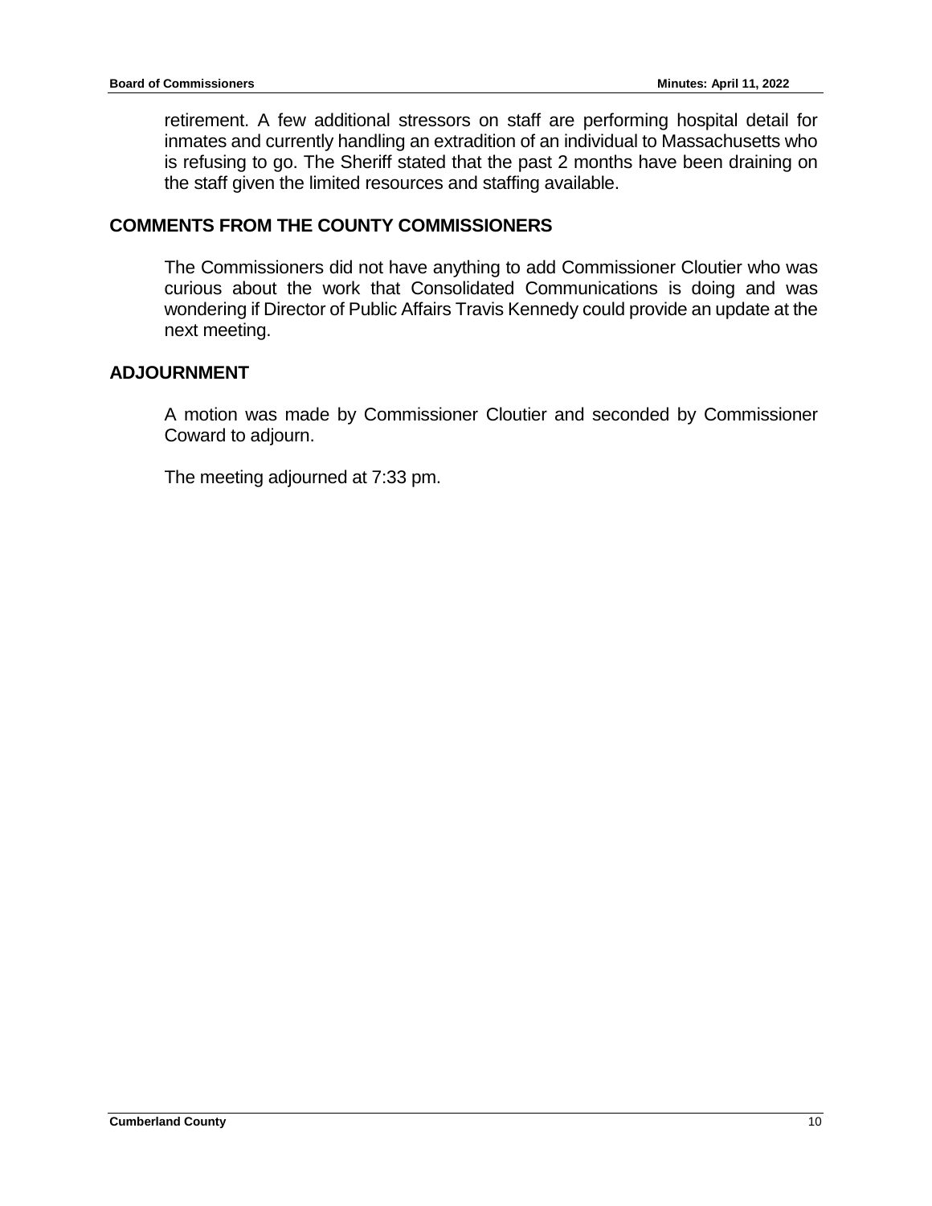retirement. A few additional stressors on staff are performing hospital detail for inmates and currently handling an extradition of an individual to Massachusetts who is refusing to go. The Sheriff stated that the past 2 months have been draining on the staff given the limited resources and staffing available.

## COMMENTS FROM THE COUNTY COMMISSIONERS

The Commissioners did not have anything to add Commissioner Cloutier who was curious about the work that Consolidated Communications is doing and was wondering if Director of Public Affairs Travis Kennedy could provide an update at the next meeting.

## ADJOURNMENT

A motion was made by Commissioner Cloutier and seconded by Commissioner Coward to adjourn.

The meeting adjourned at 7:33 pm.